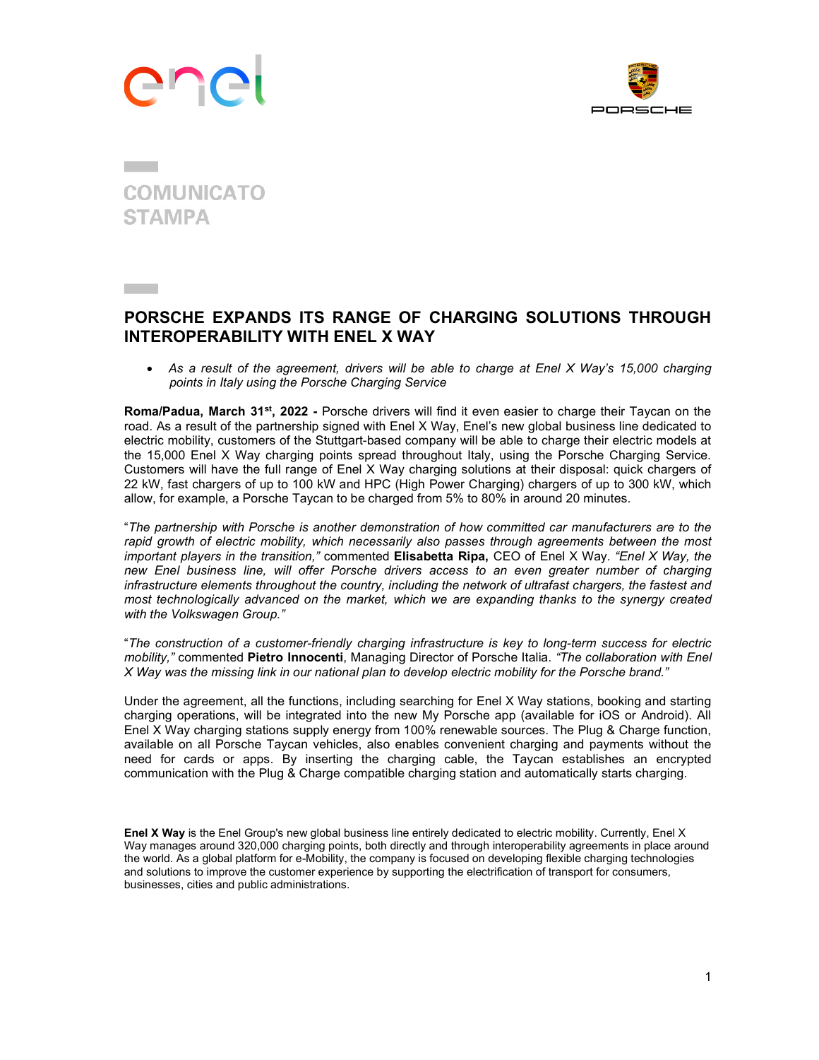COMUNICATO STAMPA

# PORSCHE EXPANDS ITS RANGE OF CHARGING SOLUTIONS THROUGH INTEROPERABILITY WITH ENEL X WAY

- *As a result of the agreement, drivers will be able to charge at Enel X Way's 15,000 charging points in Italy using the Porsche Charging Service*

**Roma/Padua, March 31st, 2022 -** Porsche drivers will find it even easier to charge their Taycan on the road. As a result of the partnership signed with Enel X Way, Enel's new global business line dedicated to electric mobility, customers of the Stuttgart-based company will be able to charge their electric models at the 15,000 Enel X Way charging points spread throughout Italy, using the Porsche Charging Service. Customers will have the full range of Enel X Way charging solutions at their disposal: quick chargers of 22 kW, fast chargers of up to 100 kW and HPC (High Power Charging) chargers of up to 300 kW, which allow, for example, a Porsche Taycan to be charged from 5% to 80% in around 20 minutes.

"*The partnership with Porsche is another demonstration of how committed car manufacturers are to the rapid growth of electric mobility, which necessarily also passes through agreements between the most important players in the transition,"* commented **Elisabetta Ripa,** CEO of Enel X Way. *"Enel X Way, the new Enel business line, will offer Porsche drivers access to an even greater number of charging infrastructure elements throughout the country, including the network of ultrafast chargers, the fastest and most technologically advanced on the market, which we are expanding thanks to the synergy created with the Volkswagen Group."*

"*The construction of a customer-friendly charging infrastructure is key to long-term success for electric mobility,"* commented **Pietro Innocenti**, Managing Director of Porsche Italia. *"The collaboration with Enel X Way was the missing link in our national plan to develop electric mobility for the Porsche brand."*

Under the agreement, all the functions, including searching for Enel X Way stations, booking and starting charging operations, will be integrated into the new My Porsche app (available for iOS or Android). All Enel X Way charging stations supply energy from 100% renewable sources. The Plug & Charge function, available on all Porsche Taycan vehicles, also enables convenient charging and payments without the need for cards or apps. By inserting the charging cable, the Taycan establishes an encrypted communication with the Plug & Charge compatible charging station and automatically starts charging.

**Enel X Way** is the Enel Group's new global business line entirely dedicated to electric mobility. Currently, Enel X Way manages around 320,000 charging points, both directly and through interoperability agreements in place around the world. As a global platform for e-Mobility, the company is focused on developing flexible charging technologies and solutions to improve the customer experience by supporting the electrification of transport for consumers, businesses, cities and public administrations.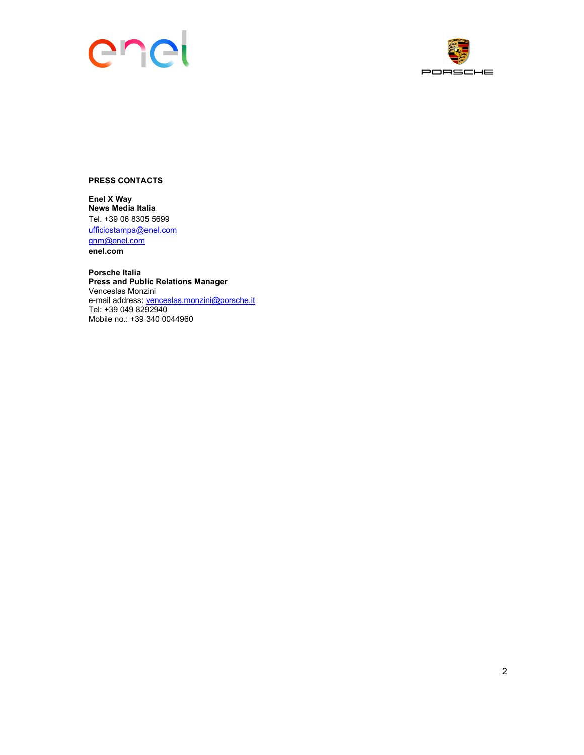**PRESS CONTACTS**

**Enel X Way**
**News Media Italia**
Tel. +39 06 8305 5699
ufficiostampa@enel.com
gnm@enel.com
**enel.com**

**Porsche Italia**
**Press and Public Relations Manager**
Venceslas Monzini
e-mail address: venceslas.monzini@porsche.it
Tel: +39 049 8292940
Mobile no.: +39 340 0044960